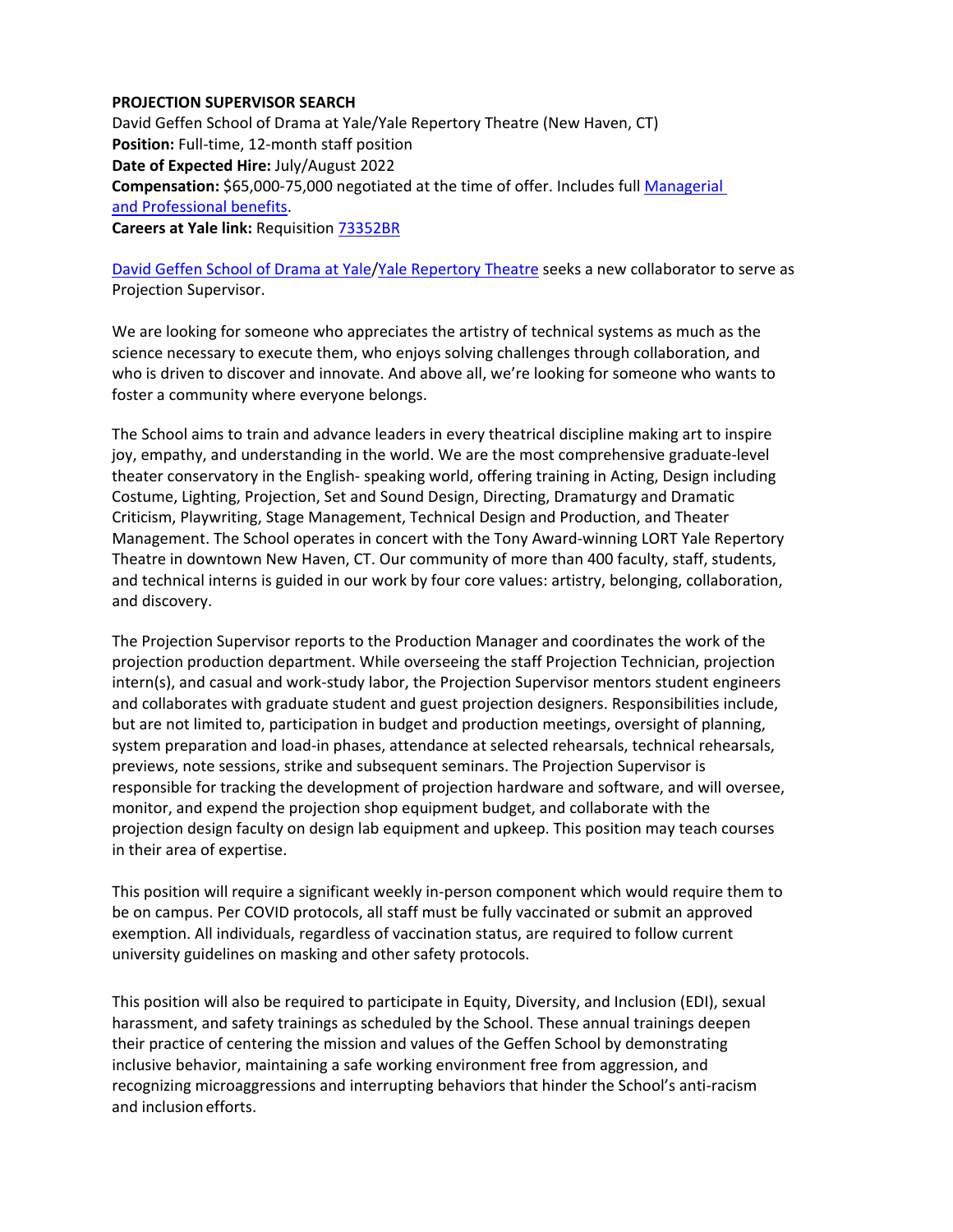**PROJECTION SUPERVISOR SEARCH**
David Geffen School of Drama at Yale/Yale Repertory Theatre (New Haven, CT)
**Position:** Full-time, 12-month staff position
**Date of Expected Hire:** July/August 2022
**Compensation:** $65,000-75,000 negotiated at the time of offer. Includes full Managerial and Professional benefits.
**Careers at Yale link:** Requisition 73352BR

David Geffen School of Drama at Yale/Yale Repertory Theatre seeks a new collaborator to serve as Projection Supervisor.

We are looking for someone who appreciates the artistry of technical systems as much as the science necessary to execute them, who enjoys solving challenges through collaboration, and who is driven to discover and innovate. And above all, we're looking for someone who wants to foster a community where everyone belongs.

The School aims to train and advance leaders in every theatrical discipline making art to inspire joy, empathy, and understanding in the world. We are the most comprehensive graduate-level theater conservatory in the English- speaking world, offering training in Acting, Design including Costume, Lighting, Projection, Set and Sound Design, Directing, Dramaturgy and Dramatic Criticism, Playwriting, Stage Management, Technical Design and Production, and Theater Management. The School operates in concert with the Tony Award-winning LORT Yale Repertory Theatre in downtown New Haven, CT. Our community of more than 400 faculty, staff, students, and technical interns is guided in our work by four core values: artistry, belonging, collaboration, and discovery.

The Projection Supervisor reports to the Production Manager and coordinates the work of the projection production department. While overseeing the staff Projection Technician, projection intern(s), and casual and work-study labor, the Projection Supervisor mentors student engineers and collaborates with graduate student and guest projection designers. Responsibilities include, but are not limited to, participation in budget and production meetings, oversight of planning, system preparation and load-in phases, attendance at selected rehearsals, technical rehearsals, previews, note sessions, strike and subsequent seminars. The Projection Supervisor is responsible for tracking the development of projection hardware and software, and will oversee, monitor, and expend the projection shop equipment budget, and collaborate with the projection design faculty on design lab equipment and upkeep. This position may teach courses in their area of expertise.

This position will require a significant weekly in-person component which would require them to be on campus. Per COVID protocols, all staff must be fully vaccinated or submit an approved exemption. All individuals, regardless of vaccination status, are required to follow current university guidelines on masking and other safety protocols.

This position will also be required to participate in Equity, Diversity, and Inclusion (EDI), sexual harassment, and safety trainings as scheduled by the School. These annual trainings deepen their practice of centering the mission and values of the Geffen School by demonstrating inclusive behavior, maintaining a safe working environment free from aggression, and recognizing microaggressions and interrupting behaviors that hinder the School's anti-racism and inclusion efforts.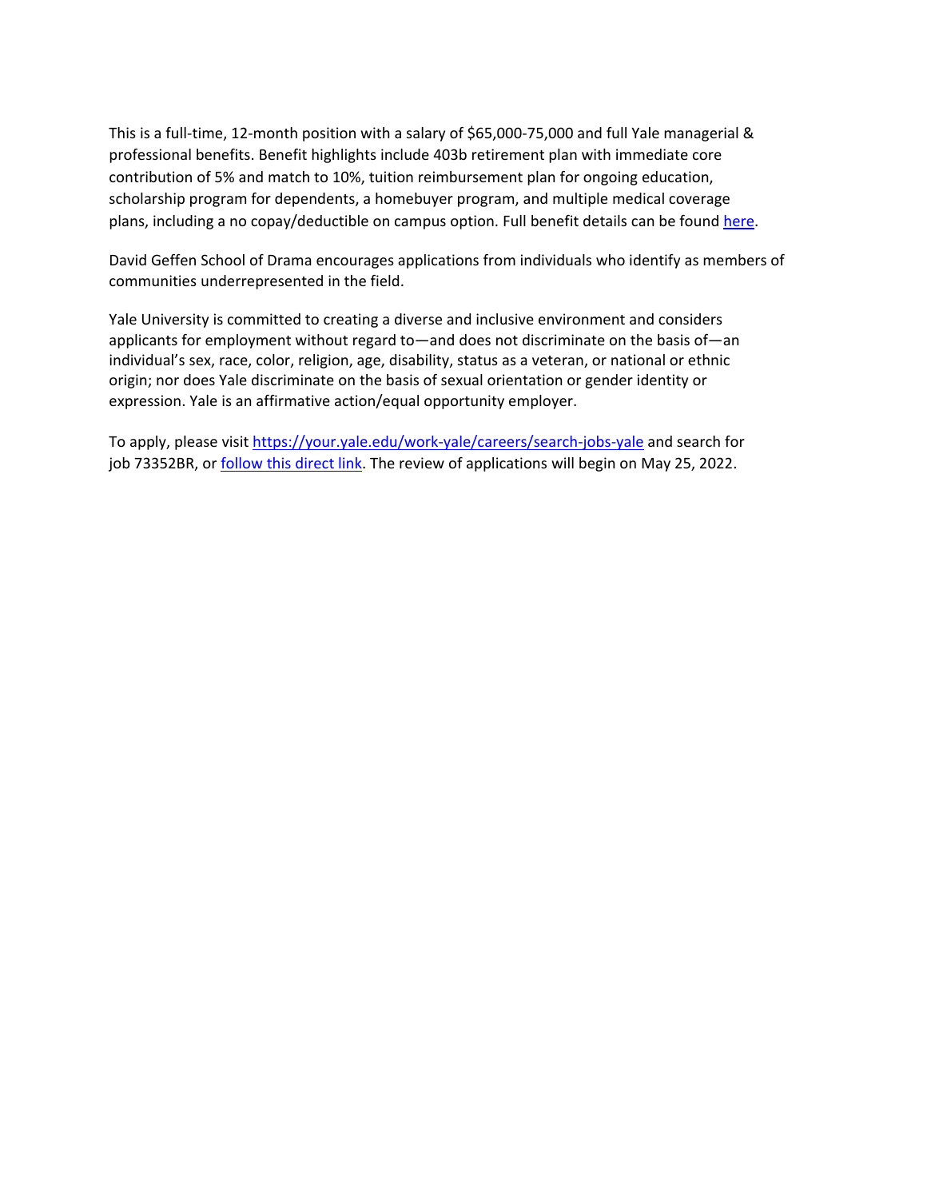This is a full-time, 12-month position with a salary of $65,000-75,000 and full Yale managerial & professional benefits. Benefit highlights include 403b retirement plan with immediate core contribution of 5% and match to 10%, tuition reimbursement plan for ongoing education, scholarship program for dependents, a homebuyer program, and multiple medical coverage plans, including a no copay/deductible on campus option. Full benefit details can be found here.

David Geffen School of Drama encourages applications from individuals who identify as members of communities underrepresented in the field.

Yale University is committed to creating a diverse and inclusive environment and considers applicants for employment without regard to—and does not discriminate on the basis of—an individual's sex, race, color, religion, age, disability, status as a veteran, or national or ethnic origin; nor does Yale discriminate on the basis of sexual orientation or gender identity or expression. Yale is an affirmative action/equal opportunity employer.

To apply, please visit https://your.yale.edu/work-yale/careers/search-jobs-yale and search for job 73352BR, or follow this direct link. The review of applications will begin on May 25, 2022.